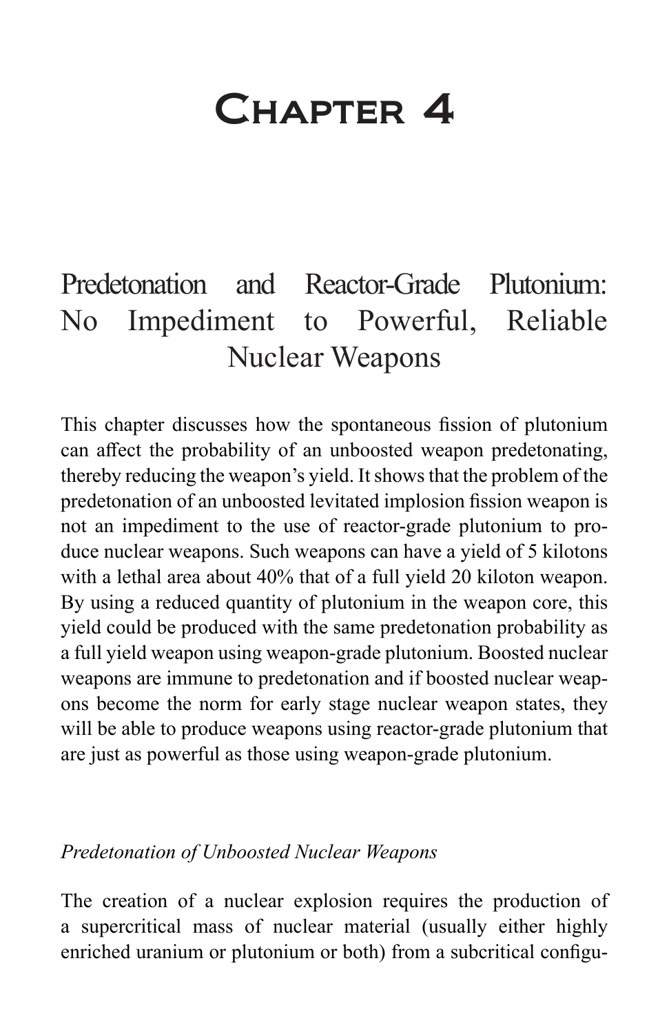# Chapter 4

## Predetonation and Reactor-Grade Plutonium: No Impediment to Powerful, Reliable Nuclear Weapons

This chapter discusses how the spontaneous fission of plutonium can affect the probability of an unboosted weapon predetonating, thereby reducing the weapon's yield. It shows that the problem of the predetonation of an unboosted levitated implosion fission weapon is not an impediment to the use of reactor-grade plutonium to produce nuclear weapons. Such weapons can have a yield of 5 kilotons with a lethal area about 40% that of a full yield 20 kiloton weapon. By using a reduced quantity of plutonium in the weapon core, this yield could be produced with the same predetonation probability as a full yield weapon using weapon-grade plutonium. Boosted nuclear weapons are immune to predetonation and if boosted nuclear weapons become the norm for early stage nuclear weapon states, they will be able to produce weapons using reactor-grade plutonium that are just as powerful as those using weapon-grade plutonium.

### *Predetonation of Unboosted Nuclear Weapons*

The creation of a nuclear explosion requires the production of a supercritical mass of nuclear material (usually either highly enriched uranium or plutonium or both) from a subcritical configu-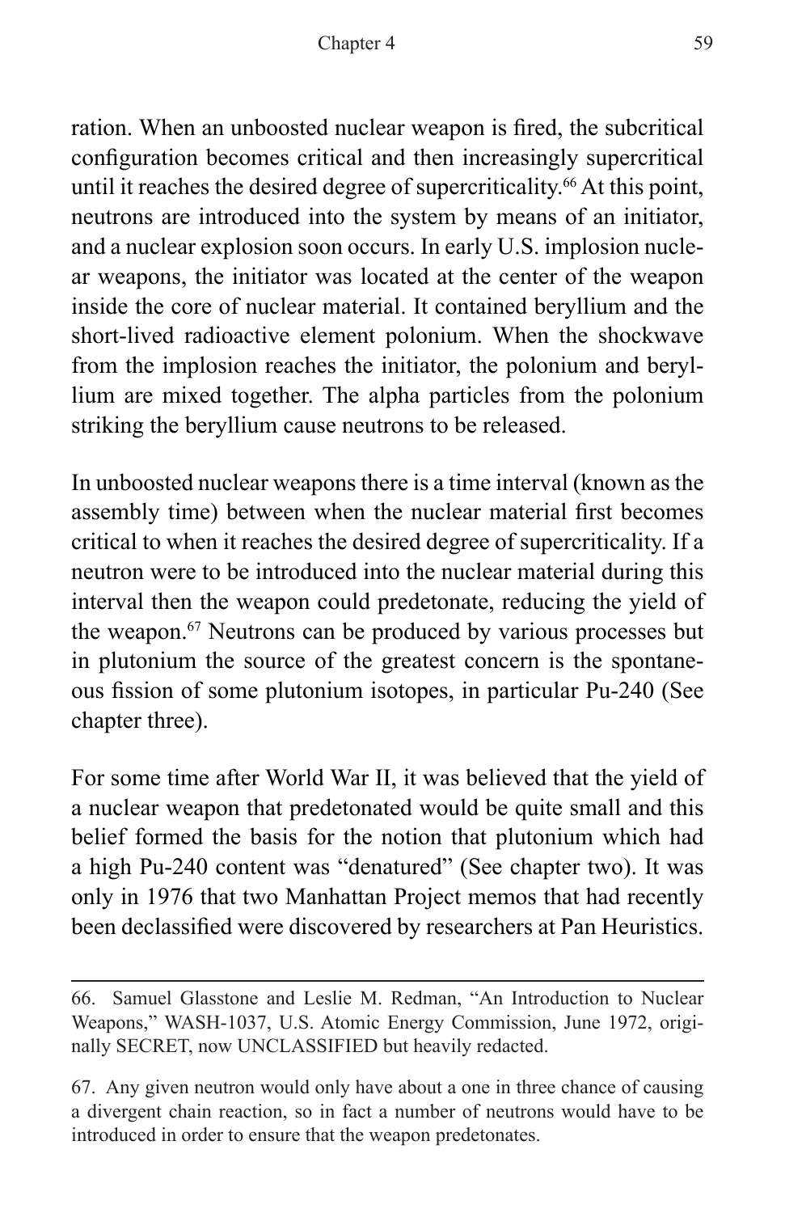ration. When an unboosted nuclear weapon is fired, the subcritical configuration becomes critical and then increasingly supercritical until it reaches the desired degree of supercriticality.[66] At this point, neutrons are introduced into the system by means of an initiator, and a nuclear explosion soon occurs. In early U.S. implosion nuclear weapons, the initiator was located at the center of the weapon inside the core of nuclear material. It contained beryllium and the short-lived radioactive element polonium. When the shockwave from the implosion reaches the initiator, the polonium and beryllium are mixed together. The alpha particles from the polonium striking the beryllium cause neutrons to be released.

In unboosted nuclear weapons there is a time interval (known as the assembly time) between when the nuclear material first becomes critical to when it reaches the desired degree of supercriticality. If a neutron were to be introduced into the nuclear material during this interval then the weapon could predetonate, reducing the yield of the weapon.[67] Neutrons can be produced by various processes but in plutonium the source of the greatest concern is the spontaneous fission of some plutonium isotopes, in particular Pu-240 (See chapter three).

For some time after World War II, it was believed that the yield of a nuclear weapon that predetonated would be quite small and this belief formed the basis for the notion that plutonium which had a high Pu-240 content was "denatured" (See chapter two). It was only in 1976 that two Manhattan Project memos that had recently been declassified were discovered by researchers at Pan Heuristics.

---

66. Samuel Glasstone and Leslie M. Redman, "An Introduction to Nuclear Weapons," WASH-1037, U.S. Atomic Energy Commission, June 1972, originally SECRET, now UNCLASSIFIED but heavily redacted.

67. Any given neutron would only have about a one in three chance of causing a divergent chain reaction, so in fact a number of neutrons would have to be introduced in order to ensure that the weapon predetonates.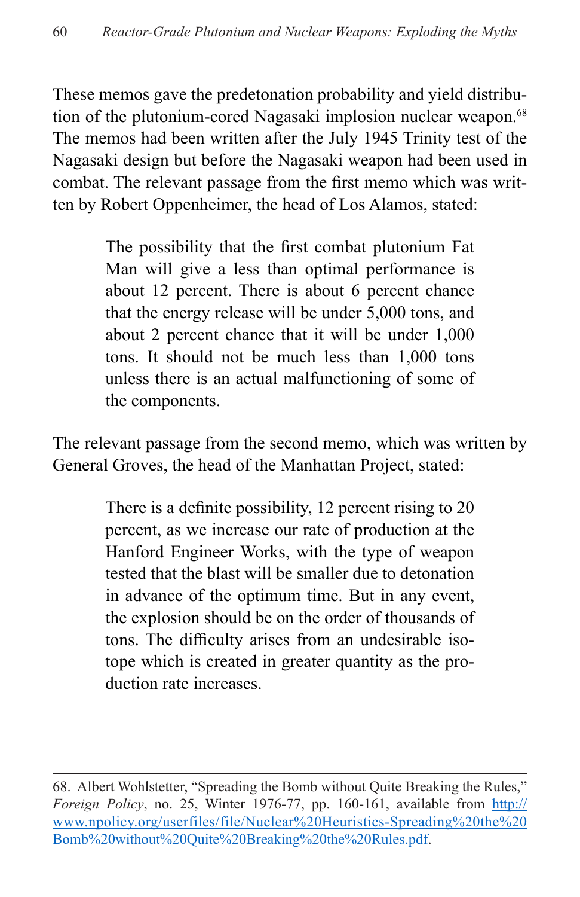These memos gave the predetonation probability and yield distribution of the plutonium-cored Nagasaki implosion nuclear weapon.[68] The memos had been written after the July 1945 Trinity test of the Nagasaki design but before the Nagasaki weapon had been used in combat. The relevant passage from the first memo which was written by Robert Oppenheimer, the head of Los Alamos, stated:

> The possibility that the first combat plutonium Fat Man will give a less than optimal performance is about 12 percent. There is about 6 percent chance that the energy release will be under 5,000 tons, and about 2 percent chance that it will be under 1,000 tons. It should not be much less than 1,000 tons unless there is an actual malfunctioning of some of the components.

The relevant passage from the second memo, which was written by General Groves, the head of the Manhattan Project, stated:

> There is a definite possibility, 12 percent rising to 20 percent, as we increase our rate of production at the Hanford Engineer Works, with the type of weapon tested that the blast will be smaller due to detonation in advance of the optimum time. But in any event, the explosion should be on the order of thousands of tons. The difficulty arises from an undesirable isotope which is created in greater quantity as the production rate increases.

---

68. Albert Wohlstetter, "Spreading the Bomb without Quite Breaking the Rules," *Foreign Policy*, no. 25, Winter 1976-77, pp. 160-161, available from [http://www.npolicy.org/userfiles/file/Nuclear%20Heuristics-Spreading%20the%20Bomb%20without%20Quite%20Breaking%20the%20Rules.pdf](http://www.npolicy.org/userfiles/file/Nuclear%20Heuristics-Spreading%20the%20Bomb%20without%20Quite%20Breaking%20the%20Rules.pdf).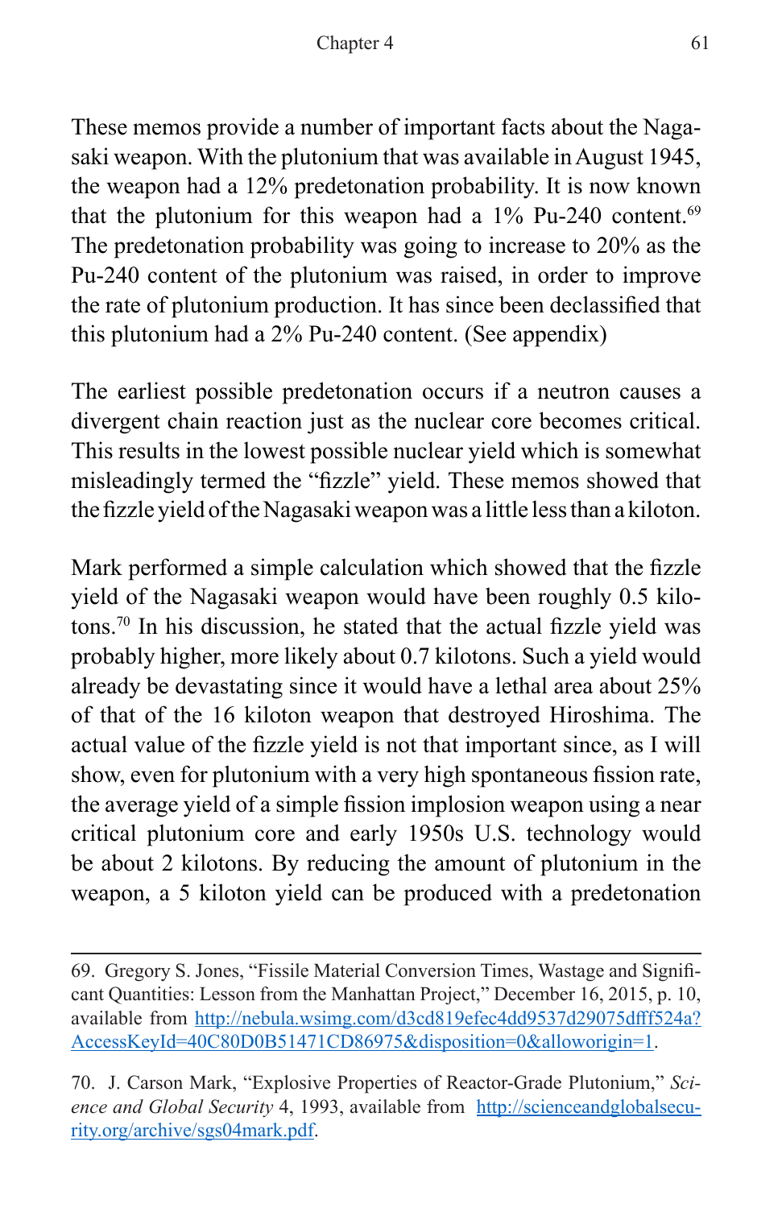These memos provide a number of important facts about the Nagasaki weapon. With the plutonium that was available in August 1945, the weapon had a 12% predetonation probability. It is now known that the plutonium for this weapon had a 1% Pu-240 content.[69] The predetonation probability was going to increase to 20% as the Pu-240 content of the plutonium was raised, in order to improve the rate of plutonium production. It has since been declassified that this plutonium had a 2% Pu-240 content. (See appendix)

The earliest possible predetonation occurs if a neutron causes a divergent chain reaction just as the nuclear core becomes critical. This results in the lowest possible nuclear yield which is somewhat misleadingly termed the "fizzle" yield. These memos showed that the fizzle yield of the Nagasaki weapon was a little less than a kiloton.

Mark performed a simple calculation which showed that the fizzle yield of the Nagasaki weapon would have been roughly 0.5 kilotons.[70] In his discussion, he stated that the actual fizzle yield was probably higher, more likely about 0.7 kilotons. Such a yield would already be devastating since it would have a lethal area about 25% of that of the 16 kiloton weapon that destroyed Hiroshima. The actual value of the fizzle yield is not that important since, as I will show, even for plutonium with a very high spontaneous fission rate, the average yield of a simple fission implosion weapon using a near critical plutonium core and early 1950s U.S. technology would be about 2 kilotons. By reducing the amount of plutonium in the weapon, a 5 kiloton yield can be produced with a predetonation

---

69. Gregory S. Jones, "Fissile Material Conversion Times, Wastage and Significant Quantities: Lesson from the Manhattan Project," December 16, 2015, p. 10, available from [http://nebula.wsimg.com/d3cd819efec4dd9537d29075dfff524a?AccessKeyId=40C80D0B51471CD86975&disposition=0&alloworigin=1](http://nebula.wsimg.com/d3cd819efec4dd9537d29075dfff524a?AccessKeyId=40C80D0B51471CD86975&disposition=0&alloworigin=1).

70. J. Carson Mark, "Explosive Properties of Reactor-Grade Plutonium," *Science and Global Security* 4, 1993, available from [http://scienceandglobalsecurity.org/archive/sgs04mark.pdf](http://scienceandglobalsecurity.org/archive/sgs04mark.pdf).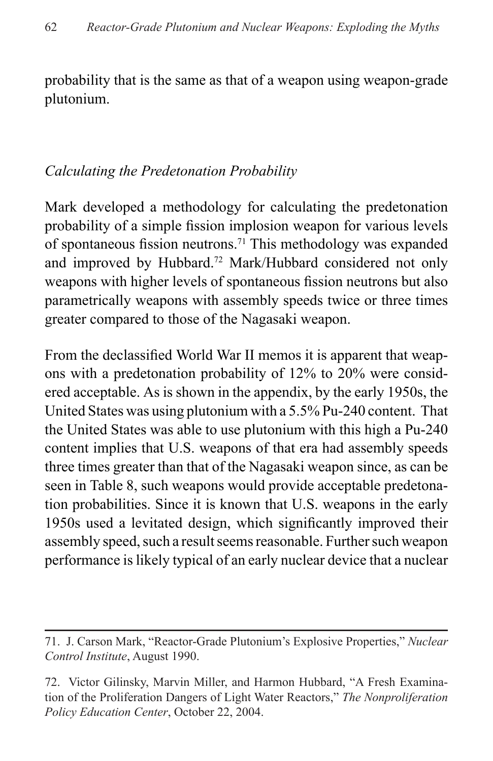probability that is the same as that of a weapon using weapon-grade plutonium.

### *Calculating the Predetonation Probability*

Mark developed a methodology for calculating the predetonation probability of a simple fission implosion weapon for various levels of spontaneous fission neutrons.[71] This methodology was expanded and improved by Hubbard.[72] Mark/Hubbard considered not only weapons with higher levels of spontaneous fission neutrons but also parametrically weapons with assembly speeds twice or three times greater compared to those of the Nagasaki weapon.

From the declassified World War II memos it is apparent that weapons with a predetonation probability of 12% to 20% were considered acceptable. As is shown in the appendix, by the early 1950s, the United States was using plutonium with a 5.5% Pu-240 content. That the United States was able to use plutonium with this high a Pu-240 content implies that U.S. weapons of that era had assembly speeds three times greater than that of the Nagasaki weapon since, as can be seen in Table 8, such weapons would provide acceptable predetonation probabilities. Since it is known that U.S. weapons in the early 1950s used a levitated design, which significantly improved their assembly speed, such a result seems reasonable. Further such weapon performance is likely typical of an early nuclear device that a nuclear

---

71. J. Carson Mark, "Reactor-Grade Plutonium's Explosive Properties," *Nuclear Control Institute*, August 1990.

72. Victor Gilinsky, Marvin Miller, and Harmon Hubbard, "A Fresh Examination of the Proliferation Dangers of Light Water Reactors," *The Nonproliferation Policy Education Center*, October 22, 2004.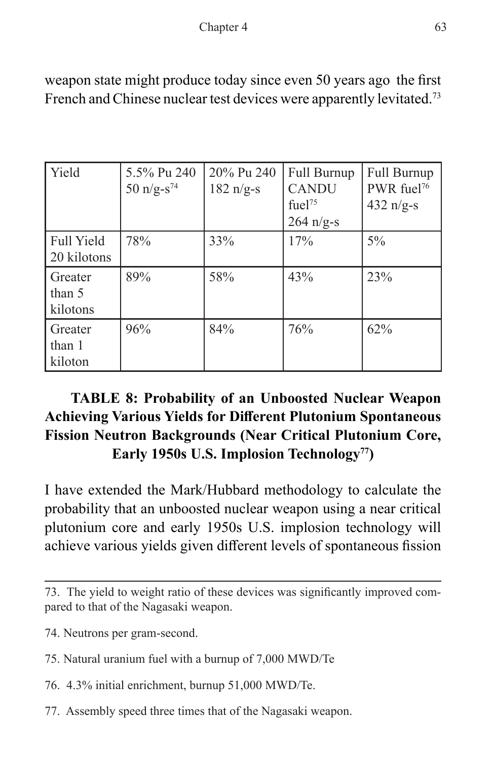weapon state might produce today since even 50 years ago the first French and Chinese nuclear test devices were apparently levitated.[73]

| Yield | 5.5% Pu 240 50 n/g-s[74] | 20% Pu 240 182 n/g-s | Full Burnup CANDU fuel[75] 264 n/g-s | Full Burnup PWR fuel[76] 432 n/g-s |
|---|---|---|---|---|
| Full Yield 20 kilotons | 78% | 33% | 17% | 5% |
| Greater than 5 kilotons | 89% | 58% | 43% | 23% |
| Greater than 1 kiloton | 96% | 84% | 76% | 62% |

**TABLE 8: Probability of an Unboosted Nuclear Weapon Achieving Various Yields for Different Plutonium Spontaneous Fission Neutron Backgrounds (Near Critical Plutonium Core, Early 1950s U.S. Implosion Technology[77])**

I have extended the Mark/Hubbard methodology to calculate the probability that an unboosted nuclear weapon using a near critical plutonium core and early 1950s U.S. implosion technology will achieve various yields given different levels of spontaneous fission

---

73. The yield to weight ratio of these devices was significantly improved compared to that of the Nagasaki weapon.

74. Neutrons per gram-second.

75. Natural uranium fuel with a burnup of 7,000 MWD/Te

76. 4.3% initial enrichment, burnup 51,000 MWD/Te.

77. Assembly speed three times that of the Nagasaki weapon.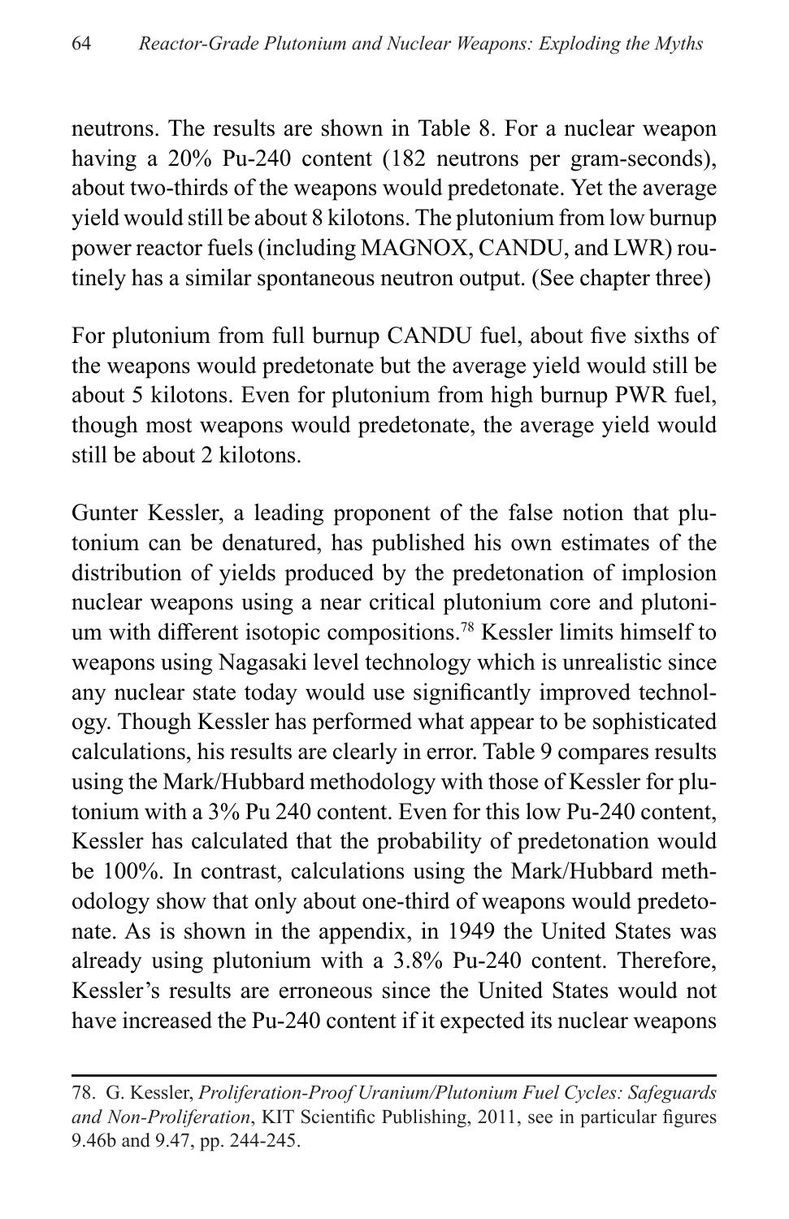neutrons. The results are shown in Table 8. For a nuclear weapon having a 20% Pu-240 content (182 neutrons per gram-seconds), about two-thirds of the weapons would predetonate. Yet the average yield would still be about 8 kilotons. The plutonium from low burnup power reactor fuels (including MAGNOX, CANDU, and LWR) routinely has a similar spontaneous neutron output. (See chapter three)

For plutonium from full burnup CANDU fuel, about five sixths of the weapons would predetonate but the average yield would still be about 5 kilotons. Even for plutonium from high burnup PWR fuel, though most weapons would predetonate, the average yield would still be about 2 kilotons.

Gunter Kessler, a leading proponent of the false notion that plutonium can be denatured, has published his own estimates of the distribution of yields produced by the predetonation of implosion nuclear weapons using a near critical plutonium core and plutonium with different isotopic compositions.[78] Kessler limits himself to weapons using Nagasaki level technology which is unrealistic since any nuclear state today would use significantly improved technology. Though Kessler has performed what appear to be sophisticated calculations, his results are clearly in error. Table 9 compares results using the Mark/Hubbard methodology with those of Kessler for plutonium with a 3% Pu 240 content. Even for this low Pu-240 content, Kessler has calculated that the probability of predetonation would be 100%. In contrast, calculations using the Mark/Hubbard methodology show that only about one-third of weapons would predetonate. As is shown in the appendix, in 1949 the United States was already using plutonium with a 3.8% Pu-240 content. Therefore, Kessler's results are erroneous since the United States would not have increased the Pu-240 content if it expected its nuclear weapons

78. G. Kessler, *Proliferation-Proof Uranium/Plutonium Fuel Cycles: Safeguards and Non-Proliferation*, KIT Scientific Publishing, 2011, see in particular figures 9.46b and 9.47, pp. 244-245.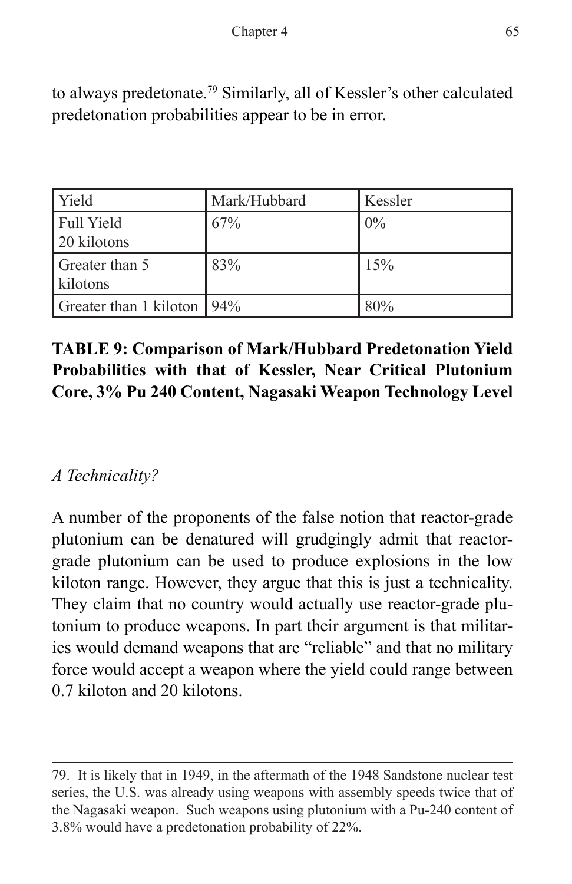to always predetonate.[79] Similarly, all of Kessler's other calculated predetonation probabilities appear to be in error.

| Yield | Mark/Hubbard | Kessler |
|---|---|---|
| Full Yield 20 kilotons | 67% | 0% |
| Greater than 5 kilotons | 83% | 15% |
| Greater than 1 kiloton | 94% | 80% |

**TABLE 9: Comparison of Mark/Hubbard Predetonation Yield Probabilities with that of Kessler, Near Critical Plutonium Core, 3% Pu 240 Content, Nagasaki Weapon Technology Level**

*A Technicality?*

A number of the proponents of the false notion that reactor-grade plutonium can be denatured will grudgingly admit that reactor-grade plutonium can be used to produce explosions in the low kiloton range. However, they argue that this is just a technicality. They claim that no country would actually use reactor-grade plutonium to produce weapons. In part their argument is that militaries would demand weapons that are "reliable" and that no military force would accept a weapon where the yield could range between 0.7 kiloton and 20 kilotons.

---

79. It is likely that in 1949, in the aftermath of the 1948 Sandstone nuclear test series, the U.S. was already using weapons with assembly speeds twice that of the Nagasaki weapon. Such weapons using plutonium with a Pu-240 content of 3.8% would have a predetonation probability of 22%.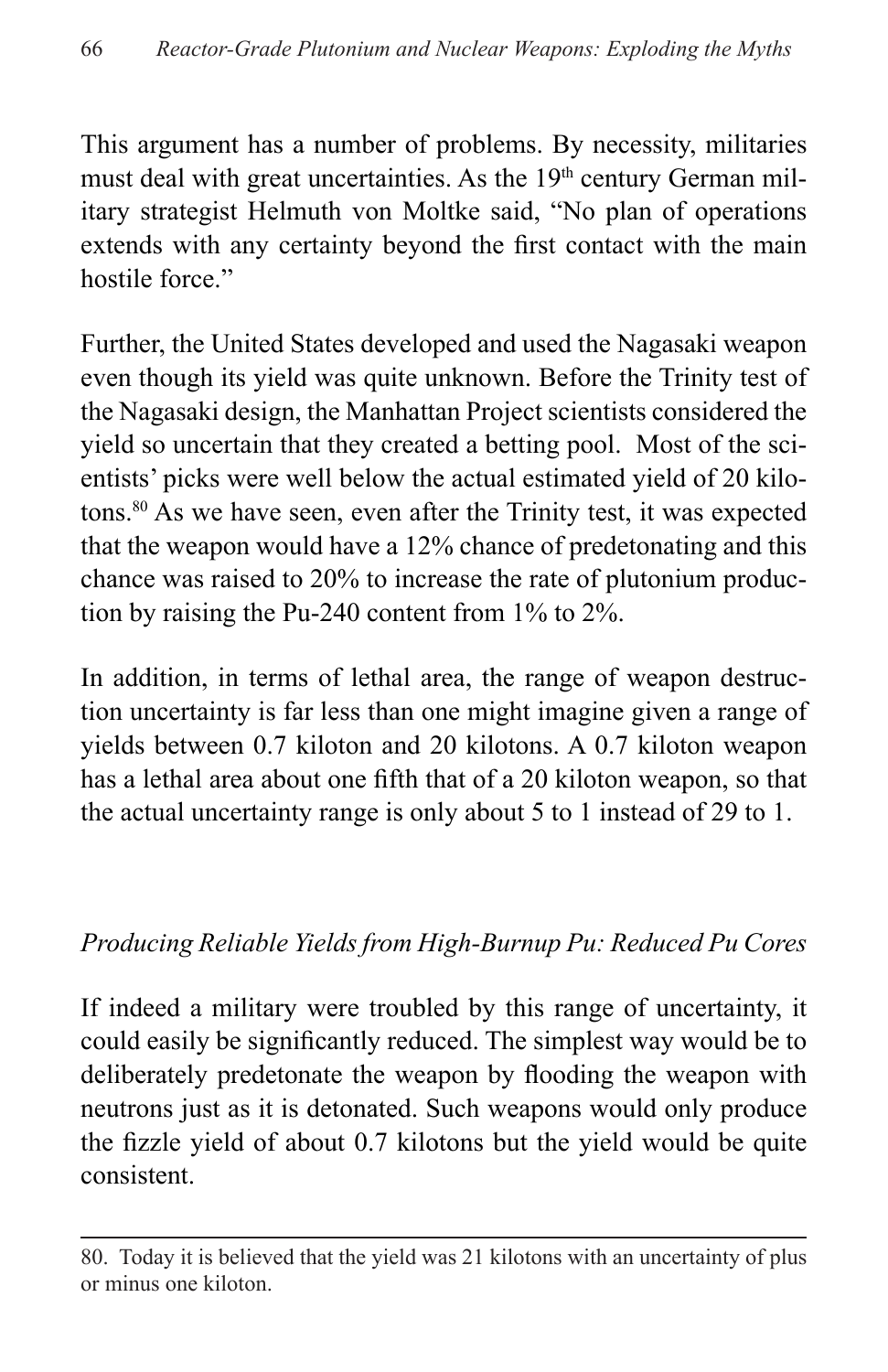This argument has a number of problems. By necessity, militaries must deal with great uncertainties. As the 19th century German military strategist Helmuth von Moltke said, "No plan of operations extends with any certainty beyond the first contact with the main hostile force."

Further, the United States developed and used the Nagasaki weapon even though its yield was quite unknown. Before the Trinity test of the Nagasaki design, the Manhattan Project scientists considered the yield so uncertain that they created a betting pool. Most of the scientists' picks were well below the actual estimated yield of 20 kilotons.[80] As we have seen, even after the Trinity test, it was expected that the weapon would have a 12% chance of predetonating and this chance was raised to 20% to increase the rate of plutonium production by raising the Pu-240 content from 1% to 2%.

In addition, in terms of lethal area, the range of weapon destruction uncertainty is far less than one might imagine given a range of yields between 0.7 kiloton and 20 kilotons. A 0.7 kiloton weapon has a lethal area about one fifth that of a 20 kiloton weapon, so that the actual uncertainty range is only about 5 to 1 instead of 29 to 1.

### *Producing Reliable Yields from High-Burnup Pu: Reduced Pu Cores*

If indeed a military were troubled by this range of uncertainty, it could easily be significantly reduced. The simplest way would be to deliberately predetonate the weapon by flooding the weapon with neutrons just as it is detonated. Such weapons would only produce the fizzle yield of about 0.7 kilotons but the yield would be quite consistent.

---

80. Today it is believed that the yield was 21 kilotons with an uncertainty of plus or minus one kiloton.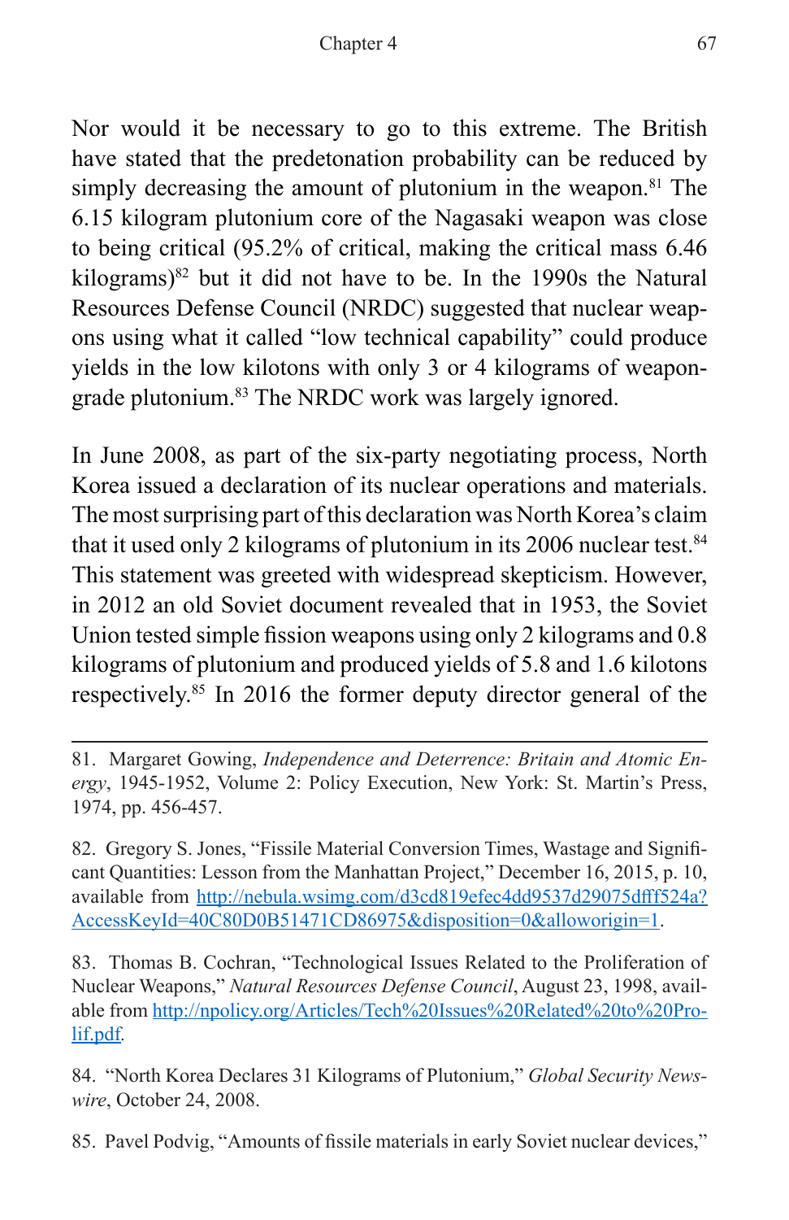Nor would it be necessary to go to this extreme. The British have stated that the predetonation probability can be reduced by simply decreasing the amount of plutonium in the weapon.[81] The 6.15 kilogram plutonium core of the Nagasaki weapon was close to being critical (95.2% of critical, making the critical mass 6.46 kilograms)[82] but it did not have to be. In the 1990s the Natural Resources Defense Council (NRDC) suggested that nuclear weapons using what it called "low technical capability" could produce yields in the low kilotons with only 3 or 4 kilograms of weapon-grade plutonium.[83] The NRDC work was largely ignored.

In June 2008, as part of the six-party negotiating process, North Korea issued a declaration of its nuclear operations and materials. The most surprising part of this declaration was North Korea's claim that it used only 2 kilograms of plutonium in its 2006 nuclear test.[84] This statement was greeted with widespread skepticism. However, in 2012 an old Soviet document revealed that in 1953, the Soviet Union tested simple fission weapons using only 2 kilograms and 0.8 kilograms of plutonium and produced yields of 5.8 and 1.6 kilotons respectively.[85] In 2016 the former deputy director general of the

---

81. Margaret Gowing, *Independence and Deterrence: Britain and Atomic Energy*, 1945-1952, Volume 2: Policy Execution, New York: St. Martin's Press, 1974, pp. 456-457.

82. Gregory S. Jones, "Fissile Material Conversion Times, Wastage and Significant Quantities: Lesson from the Manhattan Project," December 16, 2015, p. 10, available from http://nebula.wsimg.com/d3cd819efec4dd9537d29075dfff524a?AccessKeyId=40C80D0B51471CD86975&disposition=0&alloworigin=1.

83. Thomas B. Cochran, "Technological Issues Related to the Proliferation of Nuclear Weapons," *Natural Resources Defense Council*, August 23, 1998, available from http://npolicy.org/Articles/Tech%20Issues%20Related%20to%20Prolif.pdf.

84. "North Korea Declares 31 Kilograms of Plutonium," *Global Security Newswire*, October 24, 2008.

85. Pavel Podvig, "Amounts of fissile materials in early Soviet nuclear devices,"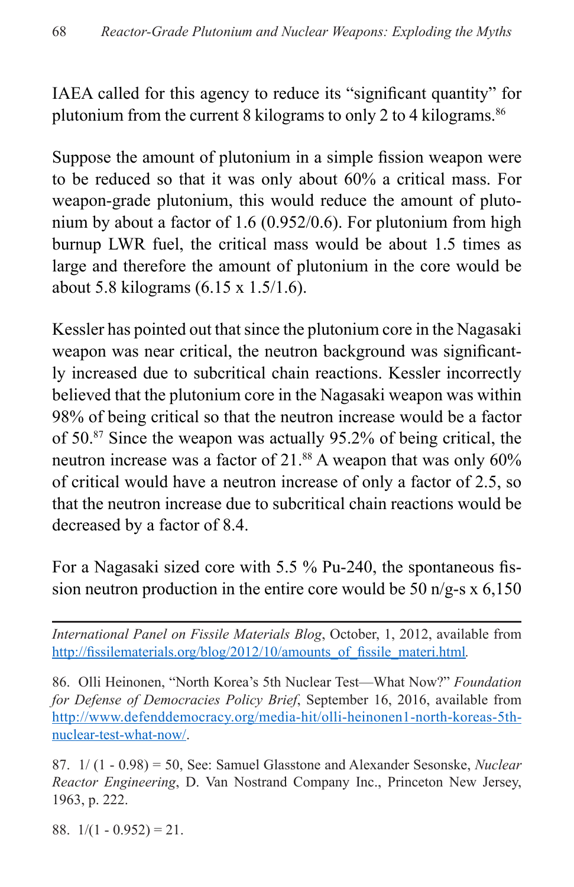IAEA called for this agency to reduce its “significant quantity” for plutonium from the current 8 kilograms to only 2 to 4 kilograms.[86]

Suppose the amount of plutonium in a simple fission weapon were to be reduced so that it was only about 60% a critical mass. For weapon-grade plutonium, this would reduce the amount of plutonium by about a factor of 1.6 (0.952/0.6). For plutonium from high burnup LWR fuel, the critical mass would be about 1.5 times as large and therefore the amount of plutonium in the core would be about 5.8 kilograms (6.15 x 1.5/1.6).

Kessler has pointed out that since the plutonium core in the Nagasaki weapon was near critical, the neutron background was significantly increased due to subcritical chain reactions. Kessler incorrectly believed that the plutonium core in the Nagasaki weapon was within 98% of being critical so that the neutron increase would be a factor of 50.[87] Since the weapon was actually 95.2% of being critical, the neutron increase was a factor of 21.[88] A weapon that was only 60% of critical would have a neutron increase of only a factor of 2.5, so that the neutron increase due to subcritical chain reactions would be decreased by a factor of 8.4.

For a Nagasaki sized core with 5.5 % Pu-240, the spontaneous fission neutron production in the entire core would be 50 n/g-s x 6,150

---

*International Panel on Fissile Materials Blog*, October, 1, 2012, available from http://fissilematerials.org/blog/2012/10/amounts_of_fissile_materi.html.

86. Olli Heinonen, “North Korea’s 5th Nuclear Test—What Now?” *Foundation for Defense of Democracies Policy Brief*, September 16, 2016, available from http://www.defenddemocracy.org/media-hit/olli-heinonen1-north-koreas-5th-nuclear-test-what-now/.

87. 1/ (1 - 0.98) = 50, See: Samuel Glasstone and Alexander Sesonske, *Nuclear Reactor Engineering*, D. Van Nostrand Company Inc., Princeton New Jersey, 1963, p. 222.

88. 1/(1 - 0.952) = 21.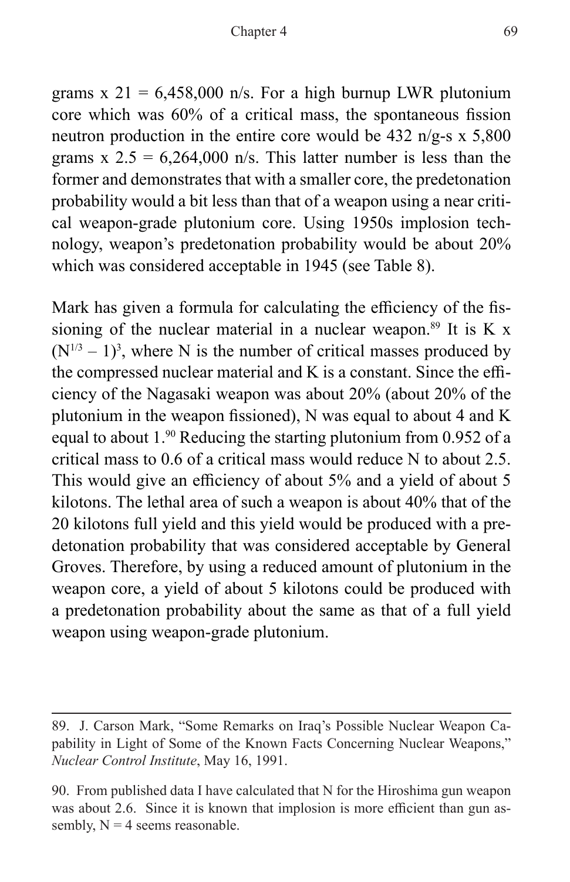grams x 21 = 6,458,000 n/s. For a high burnup LWR plutonium core which was 60% of a critical mass, the spontaneous fission neutron production in the entire core would be 432 n/g-s x 5,800 grams x 2.5 = 6,264,000 n/s. This latter number is less than the former and demonstrates that with a smaller core, the predetonation probability would a bit less than that of a weapon using a near critical weapon-grade plutonium core. Using 1950s implosion technology, weapon's predetonation probability would be about 20% which was considered acceptable in 1945 (see Table 8).

Mark has given a formula for calculating the efficiency of the fissioning of the nuclear material in a nuclear weapon.[89] It is K x $(N^{1/3} – 1)^3$, where N is the number of critical masses produced by the compressed nuclear material and K is a constant. Since the efficiency of the Nagasaki weapon was about 20% (about 20% of the plutonium in the weapon fissioned), N was equal to about 4 and K equal to about 1.[90] Reducing the starting plutonium from 0.952 of a critical mass to 0.6 of a critical mass would reduce N to about 2.5. This would give an efficiency of about 5% and a yield of about 5 kilotons. The lethal area of such a weapon is about 40% that of the 20 kilotons full yield and this yield would be produced with a predetonation probability that was considered acceptable by General Groves. Therefore, by using a reduced amount of plutonium in the weapon core, a yield of about 5 kilotons could be produced with a predetonation probability about the same as that of a full yield weapon using weapon-grade plutonium.

---

89. J. Carson Mark, "Some Remarks on Iraq's Possible Nuclear Weapon Capability in Light of Some of the Known Facts Concerning Nuclear Weapons," *Nuclear Control Institute*, May 16, 1991.

90. From published data I have calculated that N for the Hiroshima gun weapon was about 2.6. Since it is known that implosion is more efficient than gun assembly, N = 4 seems reasonable.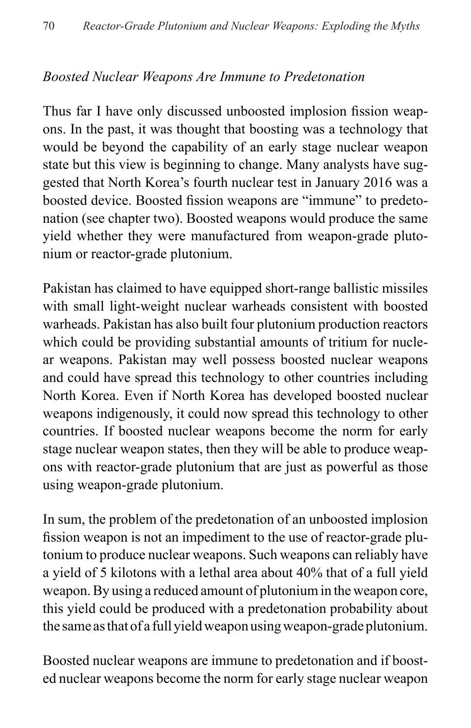*Boosted Nuclear Weapons Are Immune to Predetonation*

Thus far I have only discussed unboosted implosion fission weapons. In the past, it was thought that boosting was a technology that would be beyond the capability of an early stage nuclear weapon state but this view is beginning to change. Many analysts have suggested that North Korea's fourth nuclear test in January 2016 was a boosted device. Boosted fission weapons are "immune" to predetonation (see chapter two). Boosted weapons would produce the same yield whether they were manufactured from weapon-grade plutonium or reactor-grade plutonium.

Pakistan has claimed to have equipped short-range ballistic missiles with small light-weight nuclear warheads consistent with boosted warheads. Pakistan has also built four plutonium production reactors which could be providing substantial amounts of tritium for nuclear weapons. Pakistan may well possess boosted nuclear weapons and could have spread this technology to other countries including North Korea. Even if North Korea has developed boosted nuclear weapons indigenously, it could now spread this technology to other countries. If boosted nuclear weapons become the norm for early stage nuclear weapon states, then they will be able to produce weapons with reactor-grade plutonium that are just as powerful as those using weapon-grade plutonium.

In sum, the problem of the predetonation of an unboosted implosion fission weapon is not an impediment to the use of reactor-grade plutonium to produce nuclear weapons. Such weapons can reliably have a yield of 5 kilotons with a lethal area about 40% that of a full yield weapon. By using a reduced amount of plutonium in the weapon core, this yield could be produced with a predetonation probability about the same as that of a full yield weapon using weapon-grade plutonium.

Boosted nuclear weapons are immune to predetonation and if boosted nuclear weapons become the norm for early stage nuclear weapon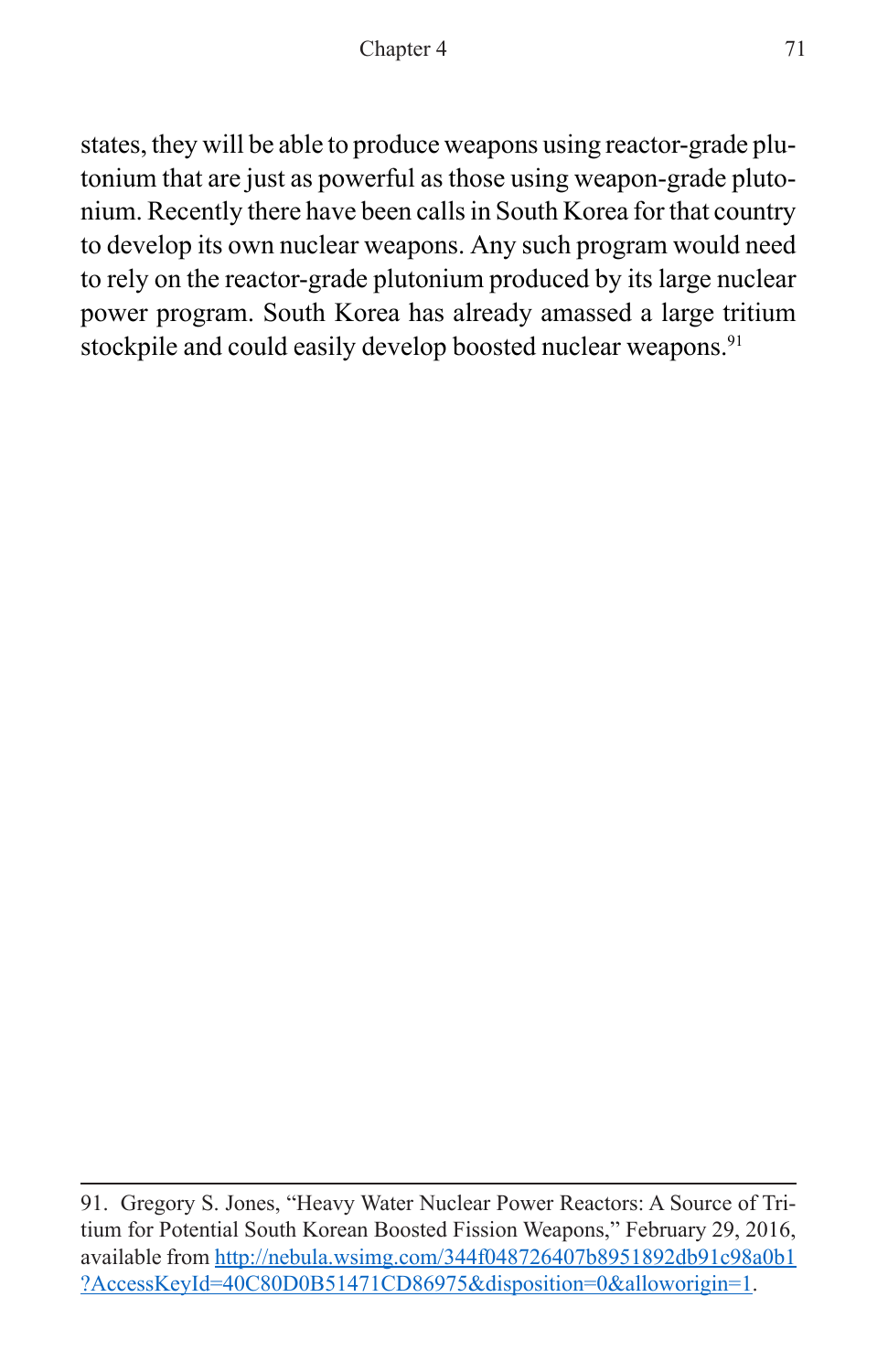states, they will be able to produce weapons using reactor-grade plutonium that are just as powerful as those using weapon-grade plutonium. Recently there have been calls in South Korea for that country to develop its own nuclear weapons. Any such program would need to rely on the reactor-grade plutonium produced by its large nuclear power program. South Korea has already amassed a large tritium stockpile and could easily develop boosted nuclear weapons.[91]

---

91. Gregory S. Jones, "Heavy Water Nuclear Power Reactors: A Source of Tritium for Potential South Korean Boosted Fission Weapons," February 29, 2016, available from http://nebula.wsimg.com/344f048726407b8951892db91c98a0b1?AccessKeyId=40C80D0B51471CD86975&disposition=0&alloworigin=1.